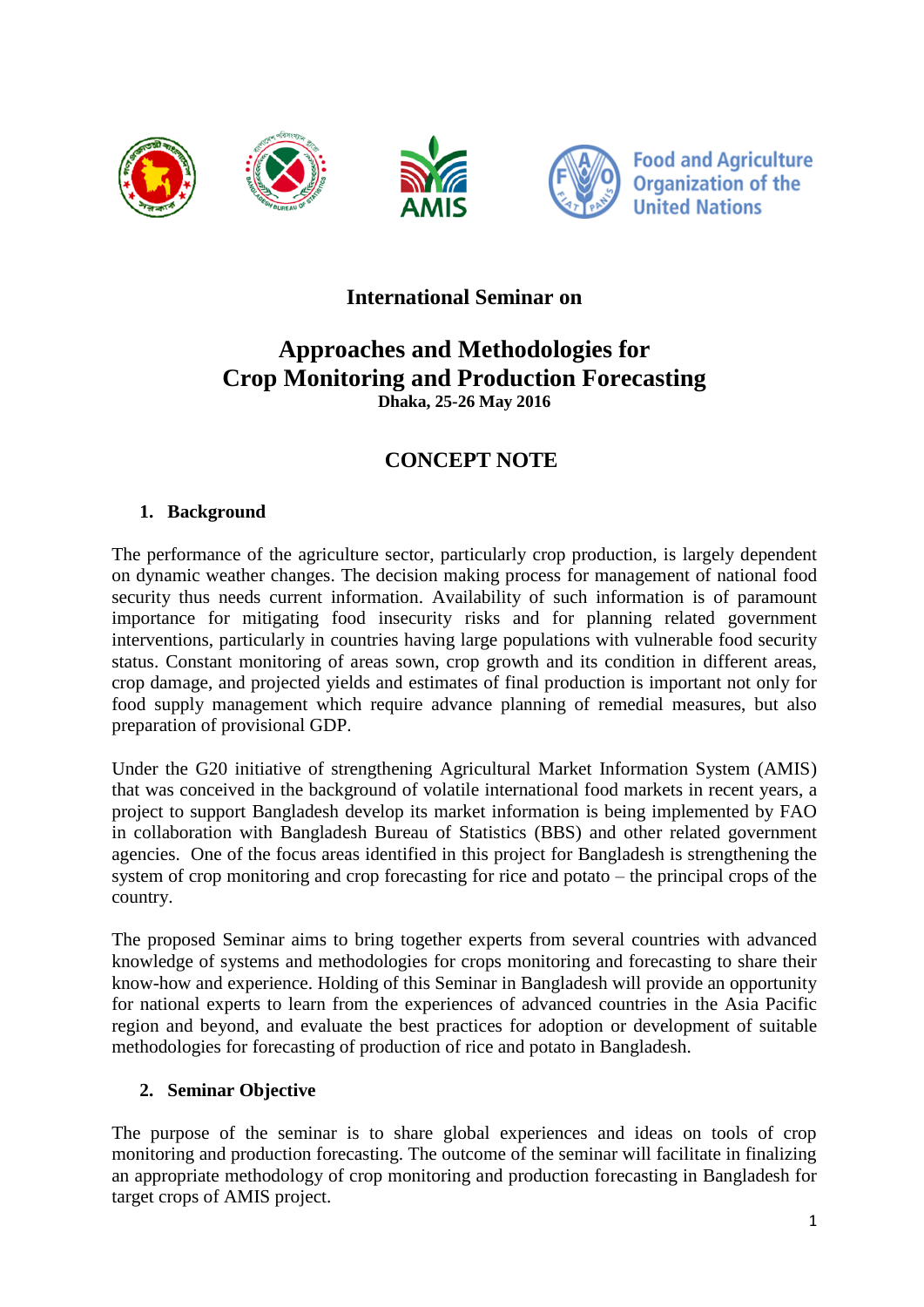Food and Agriculture Organization of the United Nations

**International Seminar on**

# Approaches and Methodologies for Crop Monitoring and Production Forecasting

**Dhaka, 25-26 May 2016**

## CONCEPT NOTE

### 1. Background

The performance of the agriculture sector, particularly crop production, is largely dependent on dynamic weather changes. The decision making process for management of national food security thus needs current information. Availability of such information is of paramount importance for mitigating food insecurity risks and for planning related government interventions, particularly in countries having large populations with vulnerable food security status. Constant monitoring of areas sown, crop growth and its condition in different areas, crop damage, and projected yields and estimates of final production is important not only for food supply management which require advance planning of remedial measures, but also preparation of provisional GDP.

Under the G20 initiative of strengthening Agricultural Market Information System (AMIS) that was conceived in the background of volatile international food markets in recent years, a project to support Bangladesh develop its market information is being implemented by FAO in collaboration with Bangladesh Bureau of Statistics (BBS) and other related government agencies. One of the focus areas identified in this project for Bangladesh is strengthening the system of crop monitoring and crop forecasting for rice and potato – the principal crops of the country.

The proposed Seminar aims to bring together experts from several countries with advanced knowledge of systems and methodologies for crops monitoring and forecasting to share their know-how and experience. Holding of this Seminar in Bangladesh will provide an opportunity for national experts to learn from the experiences of advanced countries in the Asia Pacific region and beyond, and evaluate the best practices for adoption or development of suitable methodologies for forecasting of production of rice and potato in Bangladesh.

### 2. Seminar Objective

The purpose of the seminar is to share global experiences and ideas on tools of crop monitoring and production forecasting. The outcome of the seminar will facilitate in finalizing an appropriate methodology of crop monitoring and production forecasting in Bangladesh for target crops of AMIS project.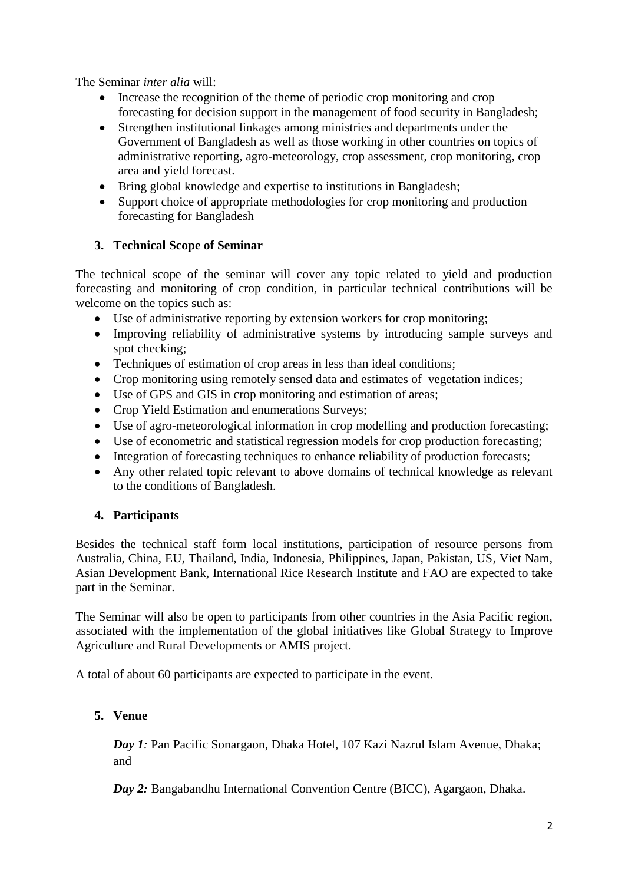The Seminar *inter alia* will:

- Increase the recognition of the theme of periodic crop monitoring and crop forecasting for decision support in the management of food security in Bangladesh;
- Strengthen institutional linkages among ministries and departments under the Government of Bangladesh as well as those working in other countries on topics of administrative reporting, agro-meteorology, crop assessment, crop monitoring, crop area and yield forecast.
- Bring global knowledge and expertise to institutions in Bangladesh;
- Support choice of appropriate methodologies for crop monitoring and production forecasting for Bangladesh

## 3. Technical Scope of Seminar

The technical scope of the seminar will cover any topic related to yield and production forecasting and monitoring of crop condition, in particular technical contributions will be welcome on the topics such as:

- Use of administrative reporting by extension workers for crop monitoring;
- Improving reliability of administrative systems by introducing sample surveys and spot checking;
- Techniques of estimation of crop areas in less than ideal conditions;
- Crop monitoring using remotely sensed data and estimates of vegetation indices;
- Use of GPS and GIS in crop monitoring and estimation of areas;
- Crop Yield Estimation and enumerations Surveys;
- Use of agro-meteorological information in crop modelling and production forecasting;
- Use of econometric and statistical regression models for crop production forecasting;
- Integration of forecasting techniques to enhance reliability of production forecasts;
- Any other related topic relevant to above domains of technical knowledge as relevant to the conditions of Bangladesh.

## 4. Participants

Besides the technical staff form local institutions, participation of resource persons from Australia, China, EU, Thailand, India, Indonesia, Philippines, Japan, Pakistan, US, Viet Nam, Asian Development Bank, International Rice Research Institute and FAO are expected to take part in the Seminar.

The Seminar will also be open to participants from other countries in the Asia Pacific region, associated with the implementation of the global initiatives like Global Strategy to Improve Agriculture and Rural Developments or AMIS project.

A total of about 60 participants are expected to participate in the event.

## 5. Venue

***Day 1**:* Pan Pacific Sonargaon, Dhaka Hotel, 107 Kazi Nazrul Islam Avenue, Dhaka; and

***Day 2:*** Bangabandhu International Convention Centre (BICC), Agargaon, Dhaka.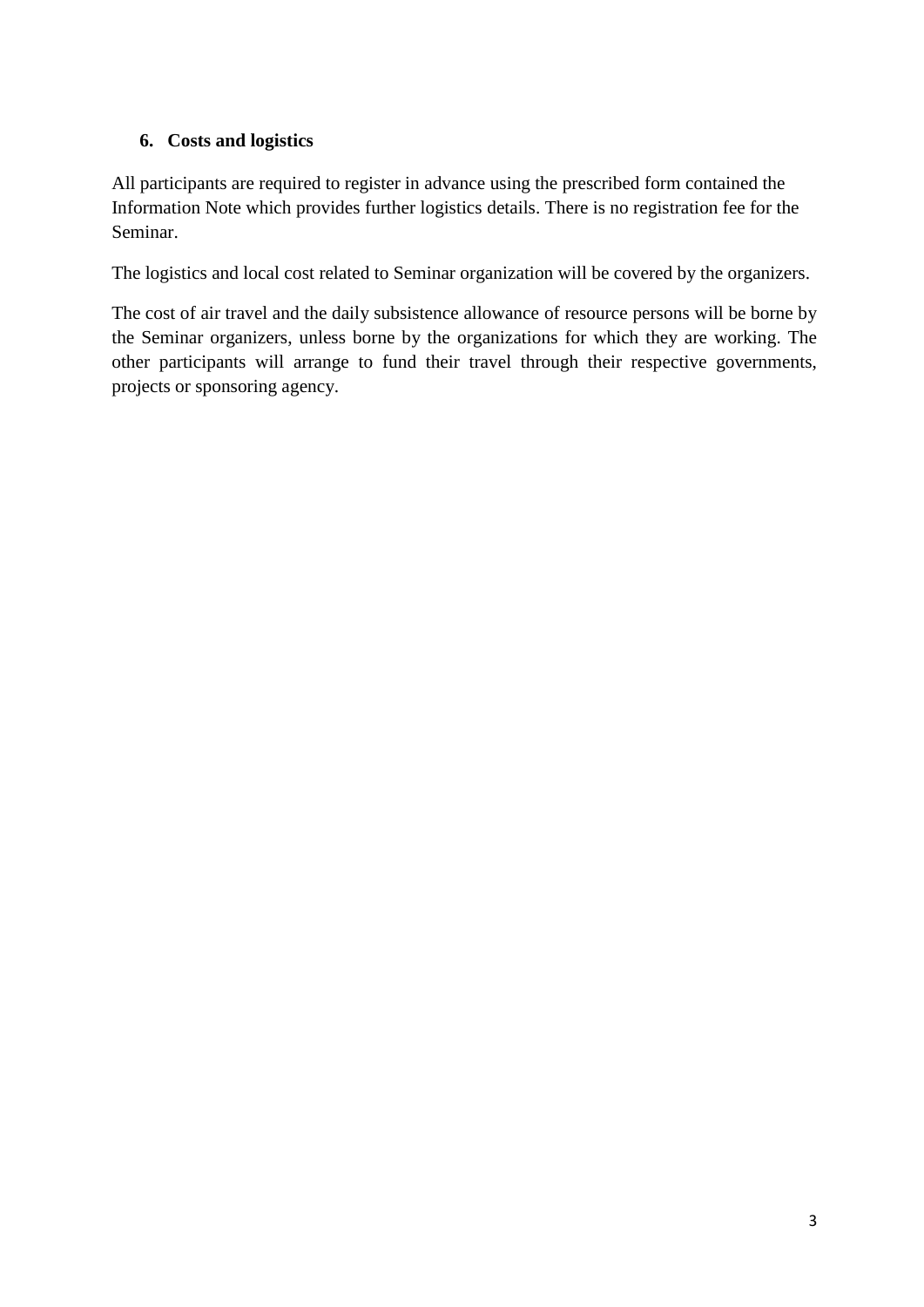## 6. Costs and logistics

All participants are required to register in advance using the prescribed form contained the Information Note which provides further logistics details. There is no registration fee for the Seminar.

The logistics and local cost related to Seminar organization will be covered by the organizers.

The cost of air travel and the daily subsistence allowance of resource persons will be borne by the Seminar organizers, unless borne by the organizations for which they are working. The other participants will arrange to fund their travel through their respective governments, projects or sponsoring agency.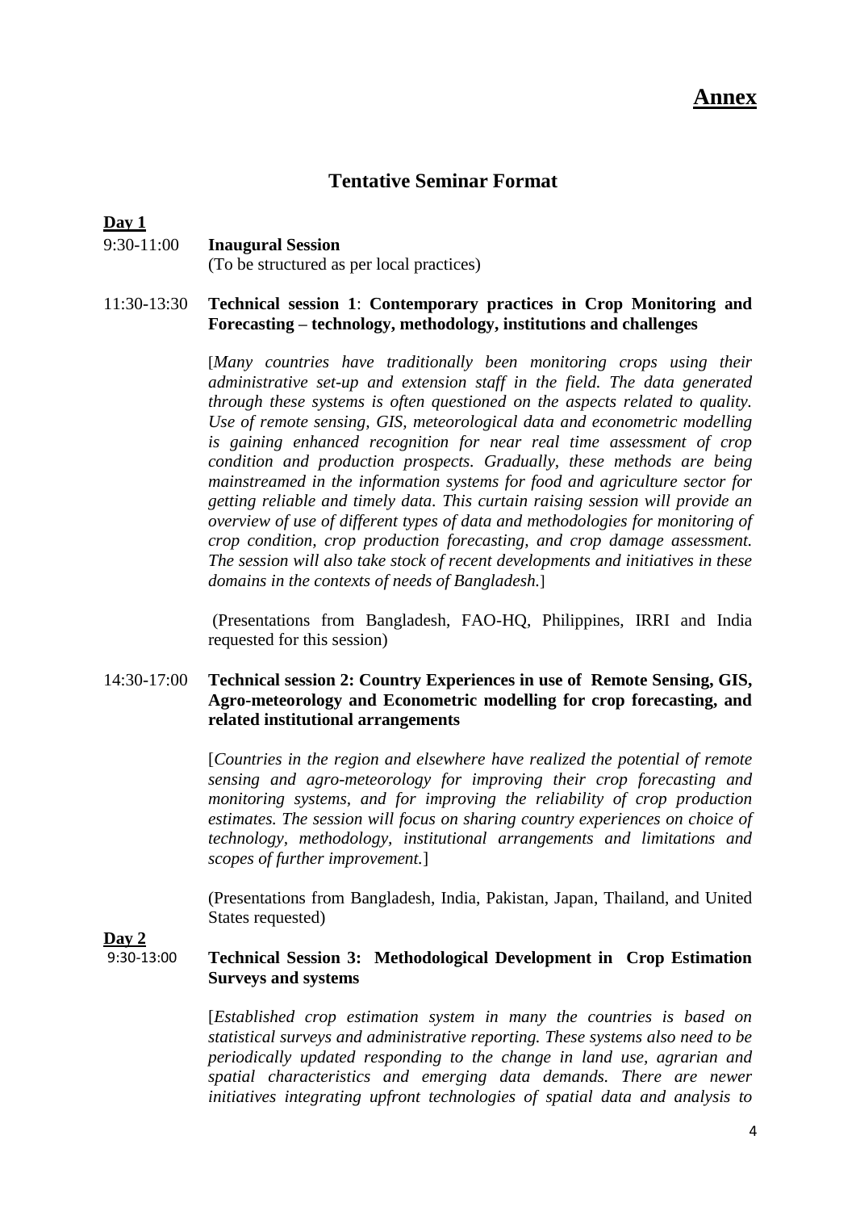# Annex

## Tentative Seminar Format

**Day 1**

9:30-11:00 **Inaugural Session**
(To be structured as per local practices)

11:30-13:30 **Technical session 1**: **Contemporary practices in Crop Monitoring and Forecasting – technology, methodology, institutions and challenges**

[*Many countries have traditionally been monitoring crops using their administrative set-up and extension staff in the field. The data generated through these systems is often questioned on the aspects related to quality. Use of remote sensing, GIS, meteorological data and econometric modelling is gaining enhanced recognition for near real time assessment of crop condition and production prospects. Gradually, these methods are being mainstreamed in the information systems for food and agriculture sector for getting reliable and timely data. This curtain raising session will provide an overview of use of different types of data and methodologies for monitoring of crop condition, crop production forecasting, and crop damage assessment. The session will also take stock of recent developments and initiatives in these domains in the contexts of needs of Bangladesh.*]

(Presentations from Bangladesh, FAO-HQ, Philippines, IRRI and India requested for this session)

14:30-17:00 **Technical session 2: Country Experiences in use of Remote Sensing, GIS, Agro-meteorology and Econometric modelling for crop forecasting, and related institutional arrangements**

[*Countries in the region and elsewhere have realized the potential of remote sensing and agro-meteorology for improving their crop forecasting and monitoring systems, and for improving the reliability of crop production estimates. The session will focus on sharing country experiences on choice of technology, methodology, institutional arrangements and limitations and scopes of further improvement.*]

(Presentations from Bangladesh, India, Pakistan, Japan, Thailand, and United States requested)

**Day 2**

9:30-13:00 **Technical Session 3: Methodological Development in Crop Estimation Surveys and systems**

[*Established crop estimation system in many the countries is based on statistical surveys and administrative reporting. These systems also need to be periodically updated responding to the change in land use, agrarian and spatial characteristics and emerging data demands. There are newer initiatives integrating upfront technologies of spatial data and analysis to*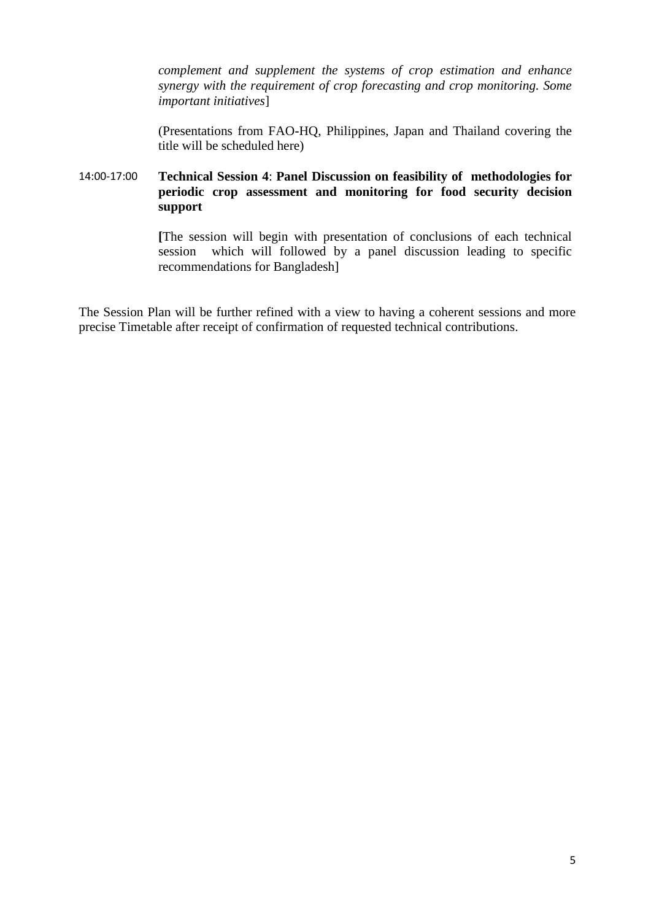*complement and supplement the systems of crop estimation and enhance synergy with the requirement of crop forecasting and crop monitoring. Some important initiatives*]

(Presentations from FAO-HQ, Philippines, Japan and Thailand covering the title will be scheduled here)

14:00-17:00 **Technical Session 4**: **Panel Discussion on feasibility of methodologies for periodic crop assessment and monitoring for food security decision support**

**[**The session will begin with presentation of conclusions of each technical session which will followed by a panel discussion leading to specific recommendations for Bangladesh]

The Session Plan will be further refined with a view to having a coherent sessions and more precise Timetable after receipt of confirmation of requested technical contributions.